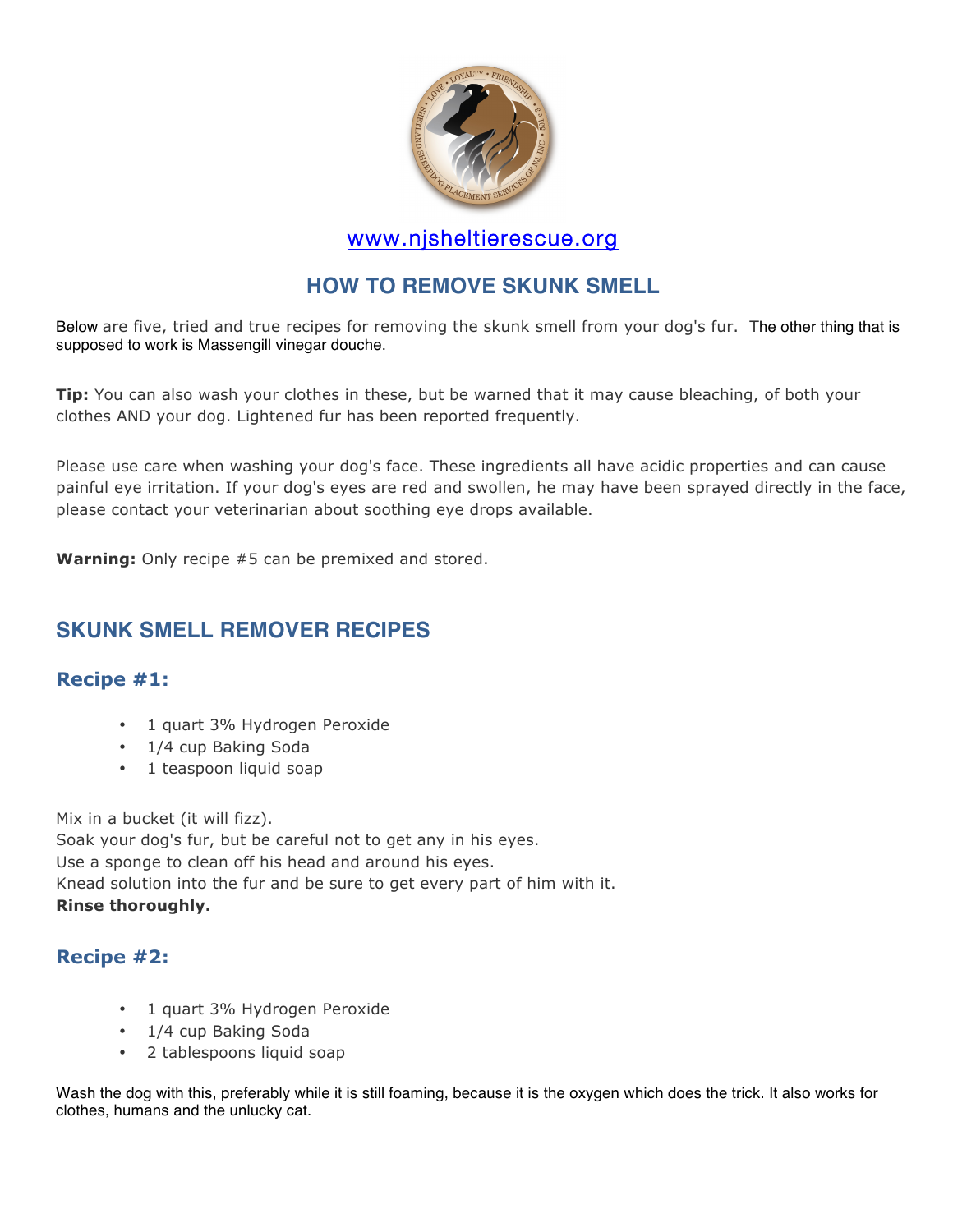www.njsheltierescue.org

# HOW TO REMOVE SKUNK SMELL

Below are five, tried and true recipes for removing the skunk smell from your dog's fur. The other thing that is supposed to work is Massengill vinegar douche.

**Tip:** You can also wash your clothes in these, but be warned that it may cause bleaching, of both your clothes AND your dog. Lightened fur has been reported frequently.

Please use care when washing your dog's face. These ingredients all have acidic properties and can cause painful eye irritation. If your dog's eyes are red and swollen, he may have been sprayed directly in the face, please contact your veterinarian about soothing eye drops available.

**Warning:** Only recipe #5 can be premixed and stored.

## SKUNK SMELL REMOVER RECIPES

### Recipe #1:

- 1 quart 3% Hydrogen Peroxide
- 1/4 cup Baking Soda
- 1 teaspoon liquid soap

Mix in a bucket (it will fizz).
Soak your dog's fur, but be careful not to get any in his eyes.
Use a sponge to clean off his head and around his eyes.
Knead solution into the fur and be sure to get every part of him with it.
**Rinse thoroughly.**

### Recipe #2:

- 1 quart 3% Hydrogen Peroxide
- 1/4 cup Baking Soda
- 2 tablespoons liquid soap

Wash the dog with this, preferably while it is still foaming, because it is the oxygen which does the trick. It also works for clothes, humans and the unlucky cat.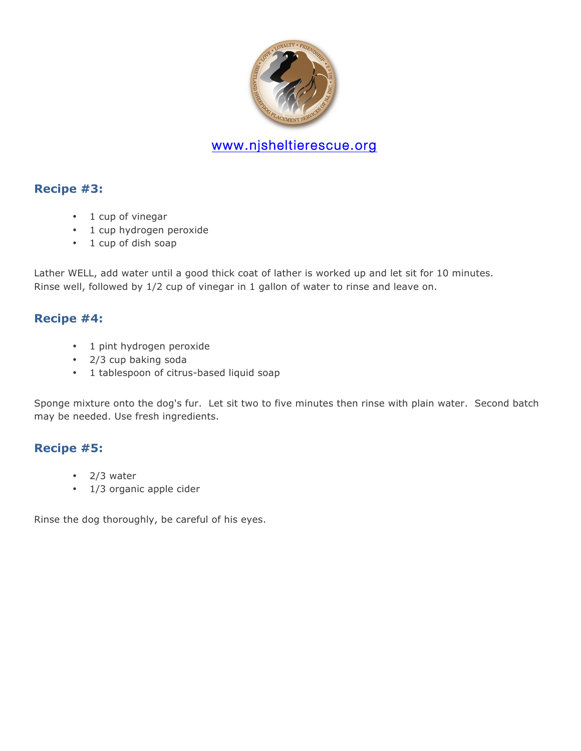www.njsheltierescue.org

## Recipe #3:

- 1 cup of vinegar
- 1 cup hydrogen peroxide
- 1 cup of dish soap

Lather WELL, add water until a good thick coat of lather is worked up and let sit for 10 minutes. Rinse well, followed by 1/2 cup of vinegar in 1 gallon of water to rinse and leave on.

## Recipe #4:

- 1 pint hydrogen peroxide
- 2/3 cup baking soda
- 1 tablespoon of citrus-based liquid soap

Sponge mixture onto the dog's fur. Let sit two to five minutes then rinse with plain water. Second batch may be needed. Use fresh ingredients.

## Recipe #5:

- 2/3 water
- 1/3 organic apple cider

Rinse the dog thoroughly, be careful of his eyes.